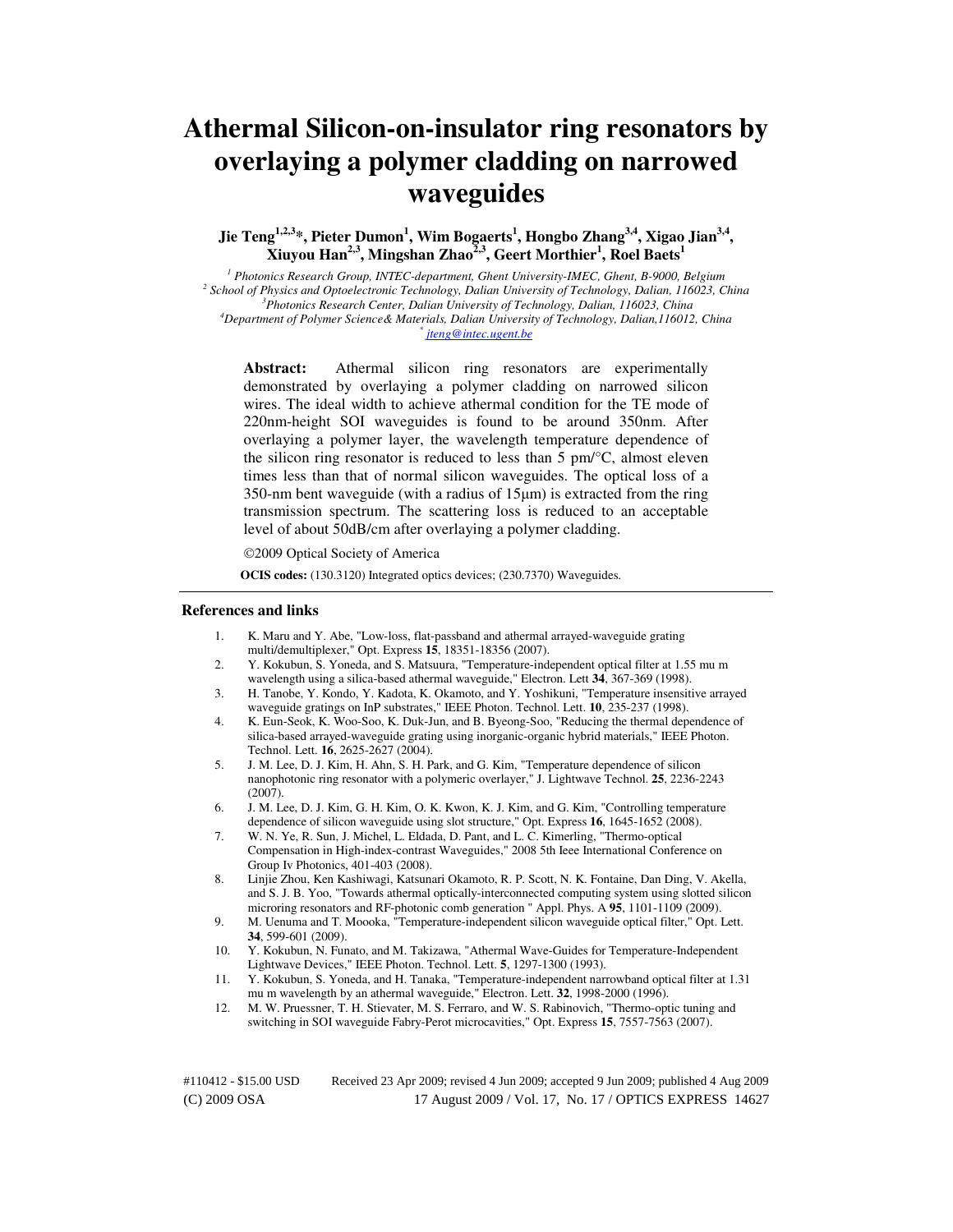# Athermal Silicon-on-insulator ring resonators by overlaying a polymer cladding on narrowed waveguides

**Jie Teng[1,2,3]*, Pieter Dumon[1], Wim Bogaerts[1], Hongbo Zhang[3,4], Xigao Jian[3,4], Xiuyou Han[2,3], Mingshan Zhao[2,3], Geert Morthier[1], Roel Baets[1]**

*[1] Photonics Research Group, INTEC-department, Ghent University-IMEC, Ghent, B-9000, Belgium*
*[2] School of Physics and Optoelectronic Technology, Dalian University of Technology, Dalian, 116023, China*
*[3] Photonics Research Center, Dalian University of Technology, Dalian, 116023, China*
*[4] Department of Polymer Science& Materials, Dalian University of Technology, Dalian,116012, China*
*[*] jteng@intec.ugent.be*

**Abstract:** Athermal silicon ring resonators are experimentally demonstrated by overlaying a polymer cladding on narrowed silicon wires. The ideal width to achieve athermal condition for the TE mode of 220nm-height SOI waveguides is found to be around 350nm. After overlaying a polymer layer, the wavelength temperature dependence of the silicon ring resonator is reduced to less than 5 pm/°C, almost eleven times less than that of normal silicon waveguides. The optical loss of a 350-nm bent waveguide (with a radius of 15μm) is extracted from the ring transmission spectrum. The scattering loss is reduced to an acceptable level of about 50dB/cm after overlaying a polymer cladding.

©2009 Optical Society of America

**OCIS codes:** (130.3120) Integrated optics devices; (230.7370) Waveguides.

## References and links

1. K. Maru and Y. Abe, "Low-loss, flat-passband and athermal arrayed-waveguide grating multi/demultiplexer," Opt. Express **15**, 18351-18356 (2007).
2. Y. Kokubun, S. Yoneda, and S. Matsuura, "Temperature-independent optical filter at 1.55 mu m wavelength using a silica-based athermal waveguide," Electron. Lett **34**, 367-369 (1998).
3. H. Tanobe, Y. Kondo, Y. Kadota, K. Okamoto, and Y. Yoshikuni, "Temperature insensitive arrayed waveguide gratings on InP substrates," IEEE Photon. Technol. Lett. **10**, 235-237 (1998).
4. K. Eun-Seok, K. Woo-Soo, K. Duk-Jun, and B. Byeong-Soo, "Reducing the thermal dependence of silica-based arrayed-waveguide grating using inorganic-organic hybrid materials," IEEE Photon. Technol. Lett. **16**, 2625-2627 (2004).
5. J. M. Lee, D. J. Kim, H. Ahn, S. H. Park, and G. Kim, "Temperature dependence of silicon nanophotonic ring resonator with a polymeric overlayer," J. Lightwave Technol. **25**, 2236-2243 (2007).
6. J. M. Lee, D. J. Kim, G. H. Kim, O. K. Kwon, K. J. Kim, and G. Kim, "Controlling temperature dependence of silicon waveguide using slot structure," Opt. Express **16**, 1645-1652 (2008).
7. W. N. Ye, R. Sun, J. Michel, L. Eldada, D. Pant, and L. C. Kimerling, "Thermo-optical Compensation in High-index-contrast Waveguides," 2008 5th Ieee International Conference on Group Iv Photonics, 401-403 (2008).
8. Linjie Zhou, Ken Kashiwagi, Katsunari Okamoto, R. P. Scott, N. K. Fontaine, Dan Ding, V. Akella, and S. J. B. Yoo, "Towards athermal optically-interconnected computing system using slotted silicon microring resonators and RF-photonic comb generation " Appl. Phys. A **95**, 1101-1109 (2009).
9. M. Uenuma and T. Moooka, "Temperature-independent silicon waveguide optical filter," Opt. Lett. **34**, 599-601 (2009).
10. Y. Kokubun, N. Funato, and M. Takizawa, "Athermal Wave-Guides for Temperature-Independent Lightwave Devices," IEEE Photon. Technol. Lett. **5**, 1297-1300 (1993).
11. Y. Kokubun, S. Yoneda, and H. Tanaka, "Temperature-independent narrowband optical filter at 1.31 mu m wavelength by an athermal waveguide," Electron. Lett. **32**, 1998-2000 (1996).
12. M. W. Pruessner, T. H. Stievater, M. S. Ferraro, and W. S. Rabinovich, "Thermo-optic tuning and switching in SOI waveguide Fabry-Perot microcavities," Opt. Express **15**, 7557-7563 (2007).

#110412 - $15.00 USD Received 23 Apr 2009; revised 4 Jun 2009; accepted 9 Jun 2009; published 4 Aug 2009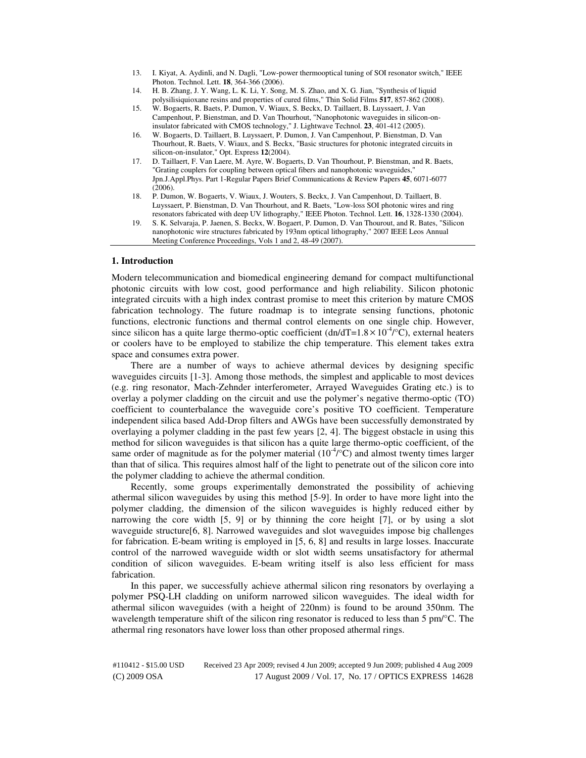13. I. Kiyat, A. Aydinli, and N. Dagli, "Low-power thermooptical tuning of SOI resonator switch," IEEE Photon. Technol. Lett. **18**, 364-366 (2006).
14. H. B. Zhang, J. Y. Wang, L. K. Li, Y. Song, M. S. Zhao, and X. G. Jian, "Synthesis of liquid polysilisiquioxane resins and properties of cured films," Thin Solid Films **517**, 857-862 (2008).
15. W. Bogaerts, R. Baets, P. Dumon, V. Wiaux, S. Beckx, D. Taillaert, B. Luyssaert, J. Van Campenhout, P. Bienstman, and D. Van Thourhout, "Nanophotonic waveguides in silicon-on-insulator fabricated with CMOS technology," J. Lightwave Technol. **23**, 401-412 (2005).
16. W. Bogaerts, D. Taillaert, B. Luyssaert, P. Dumon, J. Van Campenhout, P. Bienstman, D. Van Thourhout, R. Baets, V. Wiaux, and S. Beckx, "Basic structures for photonic integrated circuits in silicon-on-insulator," Opt. Express **12**(2004).
17. D. Taillaert, F. Van Laere, M. Ayre, W. Bogaerts, D. Van Thourhout, P. Bienstman, and R. Baets, "Grating couplers for coupling between optical fibers and nanophotonic waveguides," Jpn.J.Appl.Phys. Part 1-Regular Papers Brief Communications & Review Papers **45**, 6071-6077 (2006).
18. P. Dumon, W. Bogaerts, V. Wiaux, J. Wouters, S. Beckx, J. Van Campenhout, D. Taillaert, B. Luyssaert, P. Bienstman, D. Van Thourhout, and R. Baets, "Low-loss SOI photonic wires and ring resonators fabricated with deep UV lithography," IEEE Photon. Technol. Lett. **16**, 1328-1330 (2004).
19. S. K. Selvaraja, P. Jaenen, S. Beckx, W. Bogaert, P. Dumon, D. Van Thourout, and R. Bates, "Silicon nanophotonic wire structures fabricated by 193nm optical lithography," 2007 IEEE Leos Annual Meeting Conference Proceedings, Vols 1 and 2, 48-49 (2007).

## 1. Introduction

Modern telecommunication and biomedical engineering demand for compact multifunctional photonic circuits with low cost, good performance and high reliability. Silicon photonic integrated circuits with a high index contrast promise to meet this criterion by mature CMOS fabrication technology. The future roadmap is to integrate sensing functions, photonic functions, electronic functions and thermal control elements on one single chip. However, since silicon has a quite large thermo-optic coefficient ($dn/dT=1.8\times10^{-4}/°C$), external heaters or coolers have to be employed to stabilize the chip temperature. This element takes extra space and consumes extra power.

There are a number of ways to achieve athermal devices by designing specific waveguides circuits [1-3]. Among those methods, the simplest and applicable to most devices (e.g. ring resonator, Mach-Zehnder interferometer, Arrayed Waveguides Grating etc.) is to overlay a polymer cladding on the circuit and use the polymer's negative thermo-optic (TO) coefficient to counterbalance the waveguide core's positive TO coefficient. Temperature independent silica based Add-Drop filters and AWGs have been successfully demonstrated by overlaying a polymer cladding in the past few years [2, 4]. The biggest obstacle in using this method for silicon waveguides is that silicon has a quite large thermo-optic coefficient, of the same order of magnitude as for the polymer material ($10^{-4}/°C$) and almost twenty times larger than that of silica. This requires almost half of the light to penetrate out of the silicon core into the polymer cladding to achieve the athermal condition.

Recently, some groups experimentally demonstrated the possibility of achieving athermal silicon waveguides by using this method [5-9]. In order to have more light into the polymer cladding, the dimension of the silicon waveguides is highly reduced either by narrowing the core width [5, 9] or by thinning the core height [7], or by using a slot waveguide structure[6, 8]. Narrowed waveguides and slot waveguides impose big challenges for fabrication. E-beam writing is employed in [5, 6, 8] and results in large losses. Inaccurate control of the narrowed waveguide width or slot width seems unsatisfactory for athermal condition of silicon waveguides. E-beam writing itself is also less efficient for mass fabrication.

In this paper, we successfully achieve athermal silicon ring resonators by overlaying a polymer PSQ-LH cladding on uniform narrowed silicon waveguides. The ideal width for athermal silicon waveguides (with a height of 220nm) is found to be around 350nm. The wavelength temperature shift of the silicon ring resonator is reduced to less than 5 pm/°C. The athermal ring resonators have lower loss than other proposed athermal rings.

#110412 - $15.00 USD Received 23 Apr 2009; revised 4 Jun 2009; accepted 9 Jun 2009; published 4 Aug 2009
(C) 2009 OSA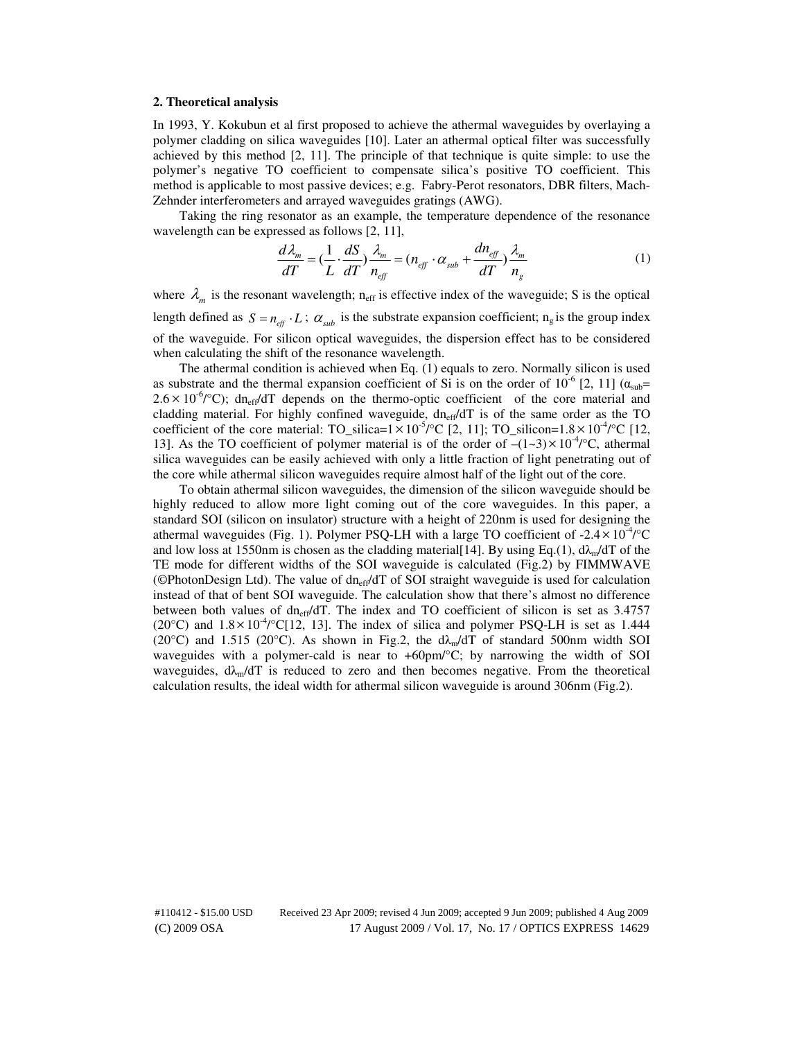## 2. Theoretical analysis

In 1993, Y. Kokubun et al first proposed to achieve the athermal waveguides by overlaying a polymer cladding on silica waveguides [10]. Later an athermal optical filter was successfully achieved by this method [2, 11]. The principle of that technique is quite simple: to use the polymer's negative TO coefficient to compensate silica's positive TO coefficient. This method is applicable to most passive devices; e.g. Fabry-Perot resonators, DBR filters, Mach-Zehnder interferometers and arrayed waveguides gratings (AWG).

Taking the ring resonator as an example, the temperature dependence of the resonance wavelength can be expressed as follows [2, 11],

$$\frac{d\lambda_m}{dT} = \left(\frac{1}{L}\cdot\frac{dS}{dT}\right)\frac{\lambda_m}{n_{eff}} = \left(n_{eff}\cdot\alpha_{sub} + \frac{dn_{eff}}{dT}\right)\frac{\lambda_m}{n_g} \tag{1}$$

where $\lambda_m$ is the resonant wavelength; $n_{eff}$ is effective index of the waveguide; S is the optical length defined as $S = n_{eff}\cdot L$; $\alpha_{sub}$ is the substrate expansion coefficient; $n_g$ is the group index of the waveguide. For silicon optical waveguides, the dispersion effect has to be considered when calculating the shift of the resonance wavelength.

The athermal condition is achieved when Eq. (1) equals to zero. Normally silicon is used as substrate and the thermal expansion coefficient of Si is on the order of $10^{-6}$ [2, 11] ($\alpha_{sub}$= $2.6\times10^{-6}$/°C); $dn_{eff}/dT$ depends on the thermo-optic coefficient of the core material and cladding material. For highly confined waveguide, $dn_{eff}/dT$ is of the same order as the TO coefficient of the core material: TO_silica=$1\times10^{-5}$/°C [2, 11]; TO_silicon=$1.8\times10^{-4}$/°C [12, 13]. As the TO coefficient of polymer material is of the order of $-(1\text{~}3)\times10^{-4}$/°C, athermal silica waveguides can be easily achieved with only a little fraction of light penetrating out of the core while athermal silicon waveguides require almost half of the light out of the core.

To obtain athermal silicon waveguides, the dimension of the silicon waveguide should be highly reduced to allow more light coming out of the core waveguides. In this paper, a standard SOI (silicon on insulator) structure with a height of 220nm is used for designing the athermal waveguides (Fig. 1). Polymer PSQ-LH with a large TO coefficient of $-2.4\times10^{-4}$/°C and low loss at 1550nm is chosen as the cladding material[14]. By using Eq.(1), $d\lambda_m/dT$ of the TE mode for different widths of the SOI waveguide is calculated (Fig.2) by FIMMWAVE (©PhotonDesign Ltd). The value of $dn_{eff}/dT$ of SOI straight waveguide is used for calculation instead of that of bent SOI waveguide. The calculation show that there's almost no difference between both values of $dn_{eff}/dT$. The index and TO coefficient of silicon is set as 3.4757 (20°C) and $1.8\times10^{-4}$/°C[12, 13]. The index of silica and polymer PSQ-LH is set as 1.444 (20°C) and 1.515 (20°C). As shown in Fig.2, the $d\lambda_m/dT$ of standard 500nm width SOI waveguides with a polymer-cald is near to +60pm/°C; by narrowing the width of SOI waveguides, $d\lambda_m/dT$ is reduced to zero and then becomes negative. From the theoretical calculation results, the ideal width for athermal silicon waveguide is around 306nm (Fig.2).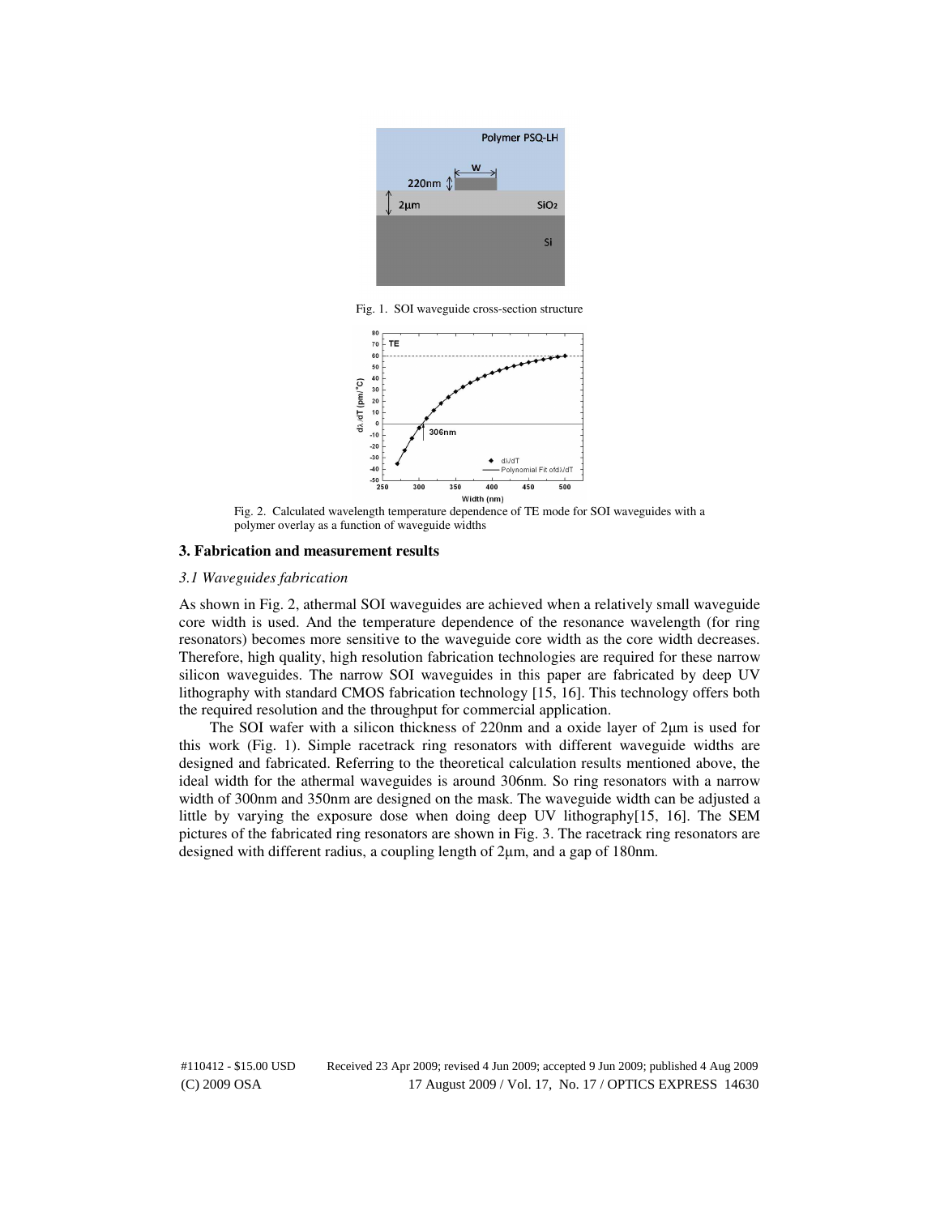Fig. 1. SOI waveguide cross-section structure

Fig. 2. Calculated wavelength temperature dependence of TE mode for SOI waveguides with a polymer overlay as a function of waveguide widths

## 3. Fabrication and measurement results

### *3.1 Waveguides fabrication*

As shown in Fig. 2, athermal SOI waveguides are achieved when a relatively small waveguide core width is used. And the temperature dependence of the resonance wavelength (for ring resonators) becomes more sensitive to the waveguide core width as the core width decreases. Therefore, high quality, high resolution fabrication technologies are required for these narrow silicon waveguides. The narrow SOI waveguides in this paper are fabricated by deep UV lithography with standard CMOS fabrication technology [15, 16]. This technology offers both the required resolution and the throughput for commercial application.

The SOI wafer with a silicon thickness of 220nm and a oxide layer of 2μm is used for this work (Fig. 1). Simple racetrack ring resonators with different waveguide widths are designed and fabricated. Referring to the theoretical calculation results mentioned above, the ideal width for the athermal waveguides is around 306nm. So ring resonators with a narrow width of 300nm and 350nm are designed on the mask. The waveguide width can be adjusted a little by varying the exposure dose when doing deep UV lithography[15, 16]. The SEM pictures of the fabricated ring resonators are shown in Fig. 3. The racetrack ring resonators are designed with different radius, a coupling length of 2μm, and a gap of 180nm.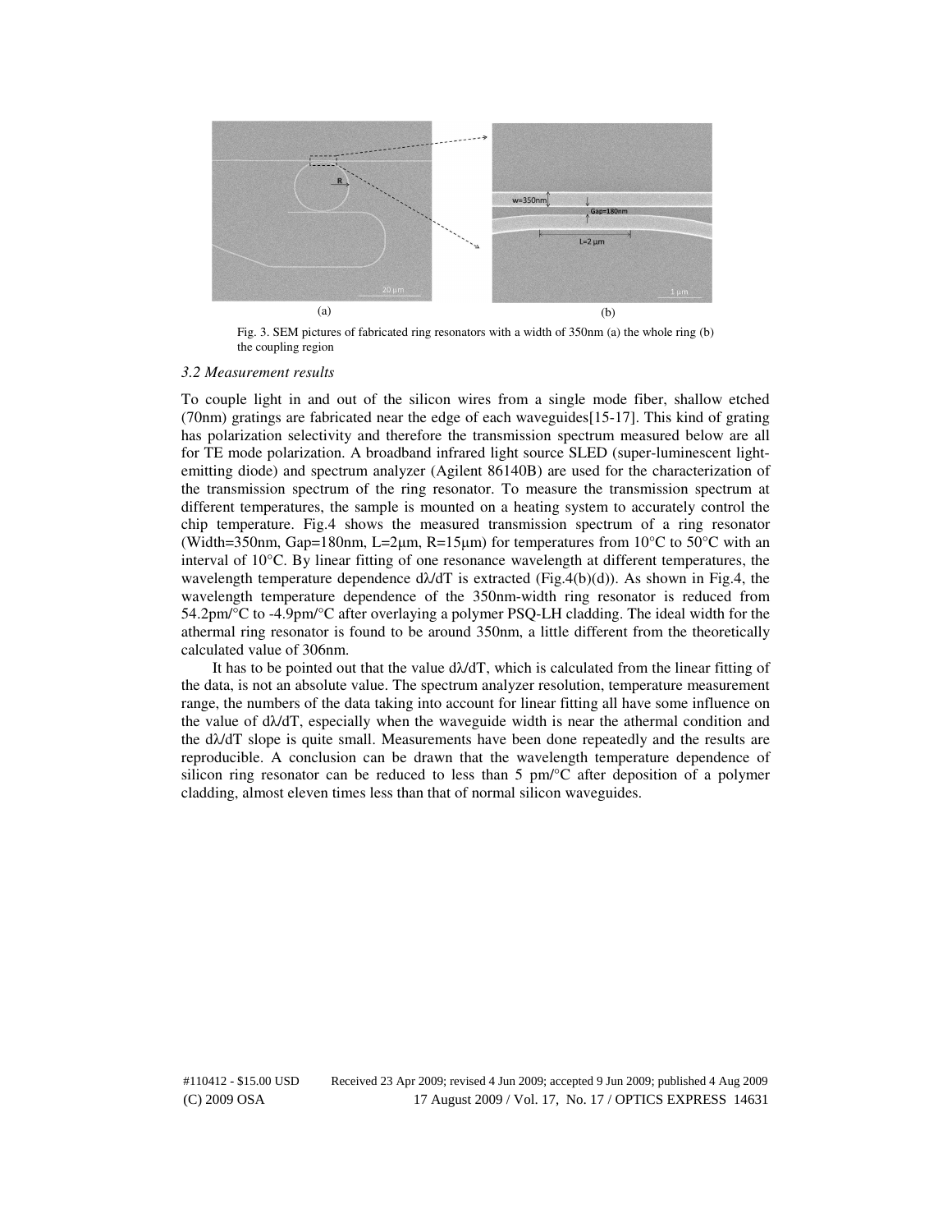(a) (b)

Fig. 3. SEM pictures of fabricated ring resonators with a width of 350nm (a) the whole ring (b) the coupling region

### *3.2 Measurement results*

To couple light in and out of the silicon wires from a single mode fiber, shallow etched (70nm) gratings are fabricated near the edge of each waveguides[15-17]. This kind of grating has polarization selectivity and therefore the transmission spectrum measured below are all for TE mode polarization. A broadband infrared light source SLED (super-luminescent light-emitting diode) and spectrum analyzer (Agilent 86140B) are used for the characterization of the transmission spectrum of the ring resonator. To measure the transmission spectrum at different temperatures, the sample is mounted on a heating system to accurately control the chip temperature. Fig.4 shows the measured transmission spectrum of a ring resonator (Width=350nm, Gap=180nm, L=2μm, R=15μm) for temperatures from 10°C to 50°C with an interval of 10°C. By linear fitting of one resonance wavelength at different temperatures, the wavelength temperature dependence $d\lambda/dT$ is extracted (Fig.4(b)(d)). As shown in Fig.4, the wavelength temperature dependence of the 350nm-width ring resonator is reduced from 54.2pm/°C to -4.9pm/°C after overlaying a polymer PSQ-LH cladding. The ideal width for the athermal ring resonator is found to be around 350nm, a little different from the theoretically calculated value of 306nm.

It has to be pointed out that the value $d\lambda/dT$, which is calculated from the linear fitting of the data, is not an absolute value. The spectrum analyzer resolution, temperature measurement range, the numbers of the data taking into account for linear fitting all have some influence on the value of $d\lambda/dT$, especially when the waveguide width is near the athermal condition and the $d\lambda/dT$ slope is quite small. Measurements have been done repeatedly and the results are reproducible. A conclusion can be drawn that the wavelength temperature dependence of silicon ring resonator can be reduced to less than 5 pm/°C after deposition of a polymer cladding, almost eleven times less than that of normal silicon waveguides.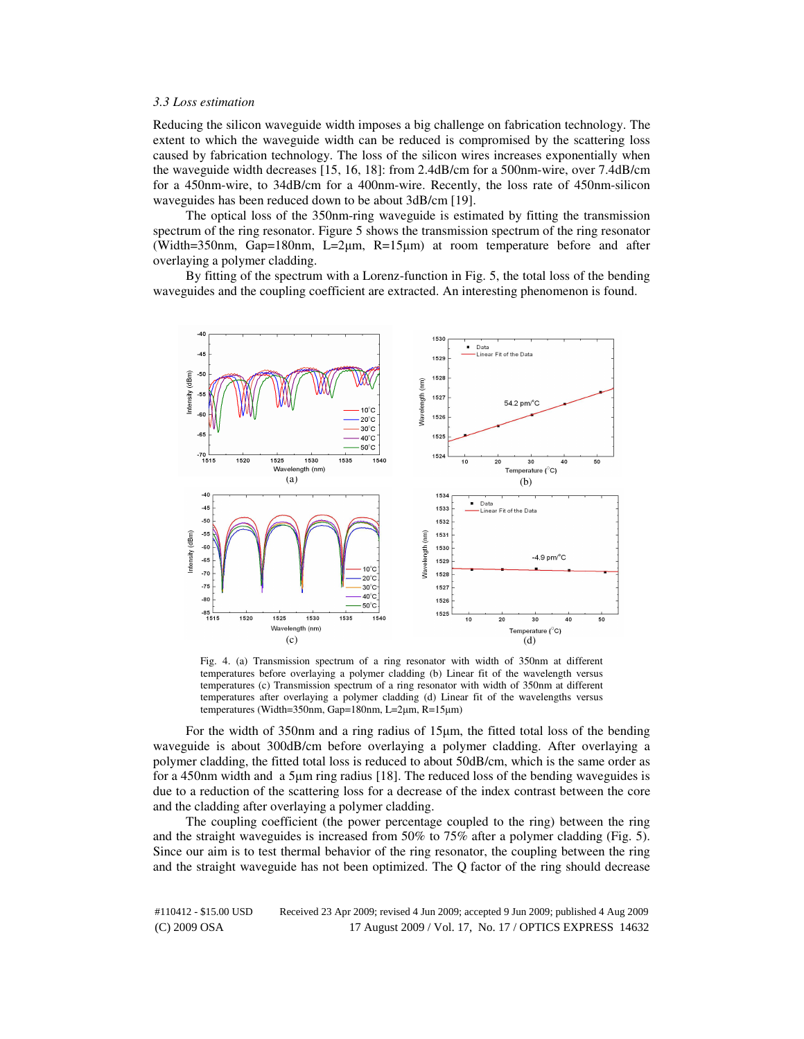*3.3 Loss estimation*

Reducing the silicon waveguide width imposes a big challenge on fabrication technology. The extent to which the waveguide width can be reduced is compromised by the scattering loss caused by fabrication technology. The loss of the silicon wires increases exponentially when the waveguide width decreases [15, 16, 18]: from 2.4dB/cm for a 500nm-wire, over 7.4dB/cm for a 450nm-wire, to 34dB/cm for a 400nm-wire. Recently, the loss rate of 450nm-silicon waveguides has been reduced down to be about 3dB/cm [19].

The optical loss of the 350nm-ring waveguide is estimated by fitting the transmission spectrum of the ring resonator. Figure 5 shows the transmission spectrum of the ring resonator (Width=350nm, Gap=180nm, L=2μm, R=15μm) at room temperature before and after overlaying a polymer cladding.

By fitting of the spectrum with a Lorenz-function in Fig. 5, the total loss of the bending waveguides and the coupling coefficient are extracted. An interesting phenomenon is found.

Fig. 4. (a) Transmission spectrum of a ring resonator with width of 350nm at different temperatures before overlaying a polymer cladding (b) Linear fit of the wavelength versus temperatures (c) Transmission spectrum of a ring resonator with width of 350nm at different temperatures after overlaying a polymer cladding (d) Linear fit of the wavelengths versus temperatures (Width=350nm, Gap=180nm, L=2μm, R=15μm)

For the width of 350nm and a ring radius of 15μm, the fitted total loss of the bending waveguide is about 300dB/cm before overlaying a polymer cladding. After overlaying a polymer cladding, the fitted total loss is reduced to about 50dB/cm, which is the same order as for a 450nm width and a 5μm ring radius [18]. The reduced loss of the bending waveguides is due to a reduction of the scattering loss for a decrease of the index contrast between the core and the cladding after overlaying a polymer cladding.

The coupling coefficient (the power percentage coupled to the ring) between the ring and the straight waveguides is increased from 50% to 75% after a polymer cladding (Fig. 5). Since our aim is to test thermal behavior of the ring resonator, the coupling between the ring and the straight waveguide has not been optimized. The Q factor of the ring should decrease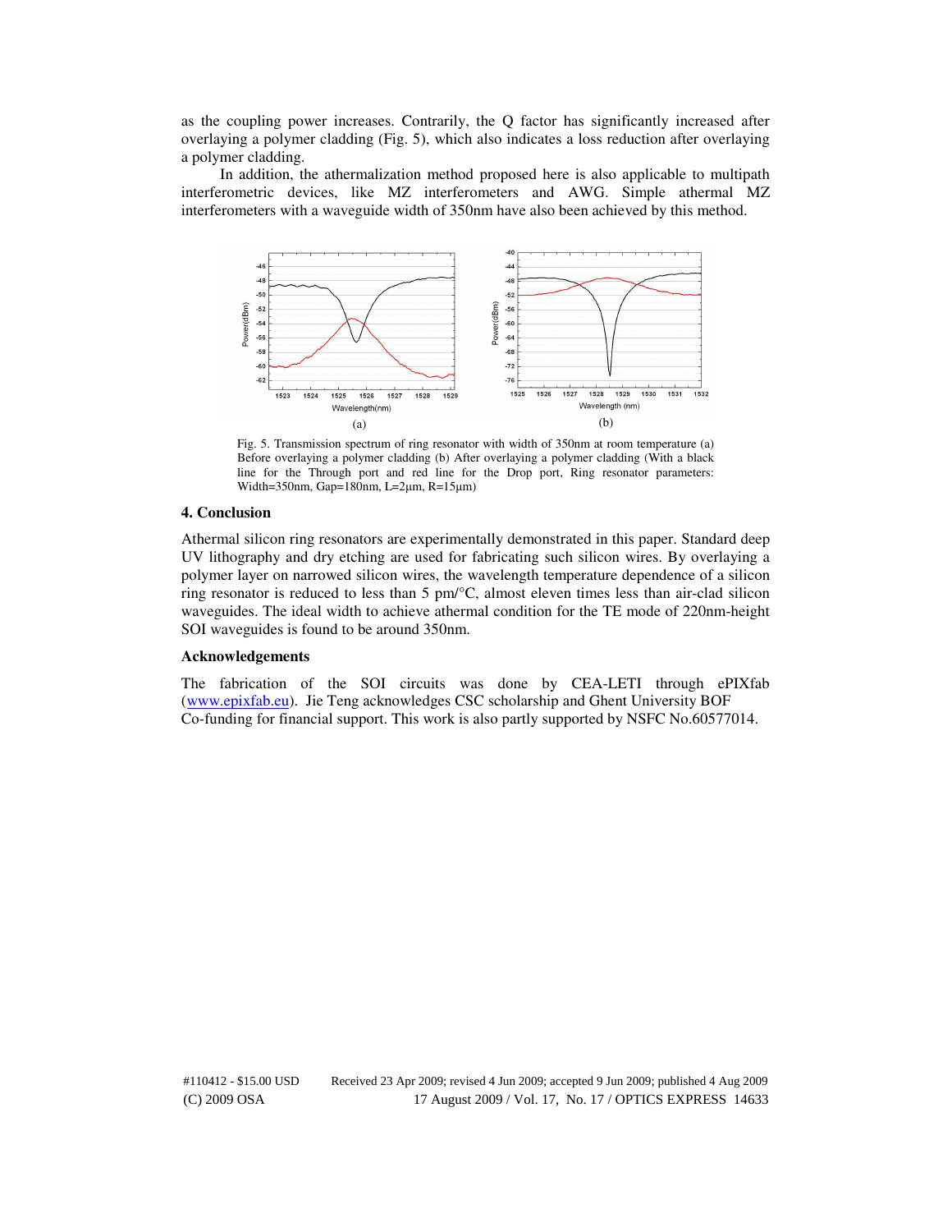as the coupling power increases. Contrarily, the Q factor has significantly increased after overlaying a polymer cladding (Fig. 5), which also indicates a loss reduction after overlaying a polymer cladding.

In addition, the athermalization method proposed here is also applicable to multipath interferometric devices, like MZ interferometers and AWG. Simple athermal MZ interferometers with a waveguide width of 350nm have also been achieved by this method.

(a)
Power(dBm)
-46
-48
-50
-52
-54
-56
-58
-60
-62
Wavelength(nm)
1523 1524 1525 1526 1527 1528 1529

(b)
Power(dBm)
-40
-44
-48
-52
-56
-60
-64
-68
-72
-76
Wavelength (nm)
1525 1526 1527 1528 1529 1530 1531 1532

Fig. 5. Transmission spectrum of ring resonator with width of 350nm at room temperature (a) Before overlaying a polymer cladding (b) After overlaying a polymer cladding (With a black line for the Through port and red line for the Drop port, Ring resonator parameters: Width=350nm, Gap=180nm, L=2μm, R=15μm)

## 4. Conclusion

Athermal silicon ring resonators are experimentally demonstrated in this paper. Standard deep UV lithography and dry etching are used for fabricating such silicon wires. By overlaying a polymer layer on narrowed silicon wires, the wavelength temperature dependence of a silicon ring resonator is reduced to less than 5 pm/°C, almost eleven times less than air-clad silicon waveguides. The ideal width to achieve athermal condition for the TE mode of 220nm-height SOI waveguides is found to be around 350nm.

### Acknowledgements

The fabrication of the SOI circuits was done by CEA-LETI through ePIXfab (www.epixfab.eu). Jie Teng acknowledges CSC scholarship and Ghent University BOF Co-funding for financial support. This work is also partly supported by NSFC No.60577014.

#110412 - $15.00 USD Received 23 Apr 2009; revised 4 Jun 2009; accepted 9 Jun 2009; published 4 Aug 2009
(C) 2009 OSA